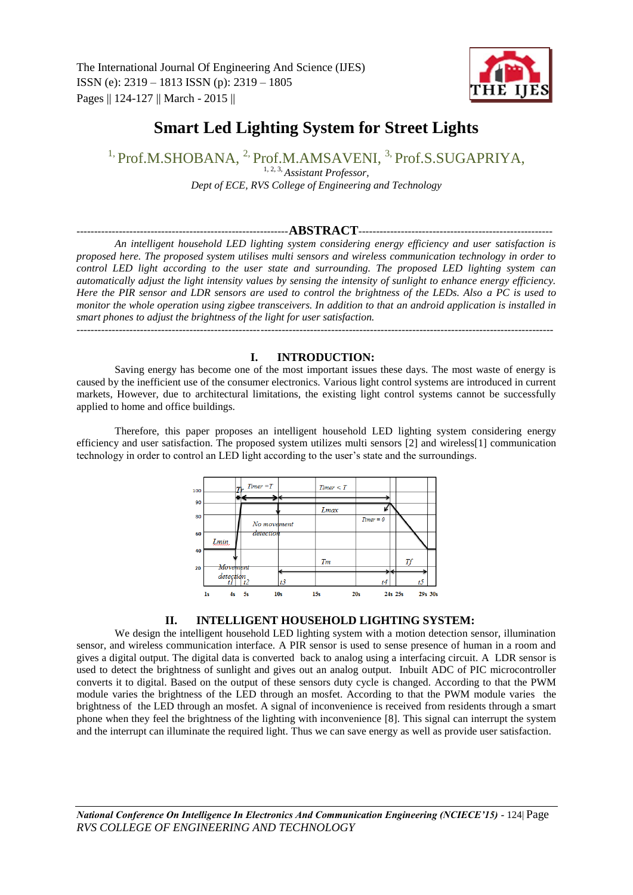The International Journal Of Engineering And Science (IJES)
ISSN (e): 2319 – 1813 ISSN (p): 2319 – 1805
Pages || 124-127 || March - 2015 ||

# Smart Led Lighting System for Street Lights

[1] Prof.M.SHOBANA, [2] Prof.M.AMSAVENI, [3] Prof.S.SUGAPRIYA,

[1, 2, 3] *Assistant Professor,*
*Dept of ECE, RVS College of Engineering and Technology*

## ABSTRACT

*An intelligent household LED lighting system considering energy efficiency and user satisfaction is proposed here. The proposed system utilises multi sensors and wireless communication technology in order to control LED light according to the user state and surrounding. The proposed LED lighting system can automatically adjust the light intensity values by sensing the intensity of sunlight to enhance energy efficiency. Here the PIR sensor and LDR sensors are used to control the brightness of the LEDs. Also a PC is used to monitor the whole operation using zigbee transceivers. In addition to that an android application is installed in smart phones to adjust the brightness of the light for user satisfaction.*

## I. INTRODUCTION:

Saving energy has become one of the most important issues these days. The most waste of energy is caused by the inefficient use of the consumer electronics. Various light control systems are introduced in current markets, However, due to architectural limitations, the existing light control systems cannot be successfully applied to home and office buildings.

Therefore, this paper proposes an intelligent household LED lighting system considering energy efficiency and user satisfaction. The proposed system utilizes multi sensors [2] and wireless[1] communication technology in order to control an LED light according to the user's state and the surroundings.

## II. INTELLIGENT HOUSEHOLD LIGHTING SYSTEM:

We design the intelligent household LED lighting system with a motion detection sensor, illumination sensor, and wireless communication interface. A PIR sensor is used to sense presence of human in a room and gives a digital output. The digital data is converted back to analog using a interfacing circuit. A LDR sensor is used to detect the brightness of sunlight and gives out an analog output. Inbuilt ADC of PIC microcontroller converts it to digital. Based on the output of these sensors duty cycle is changed. According to that the PWM module varies the brightness of the LED through an mosfet. According to that the PWM module varies the brightness of the LED through an mosfet. A signal of inconvenience is received from residents through a smart phone when they feel the brightness of the lighting with inconvenience [8]. This signal can interrupt the system and the interrupt can illuminate the required light. Thus we can save energy as well as provide user satisfaction.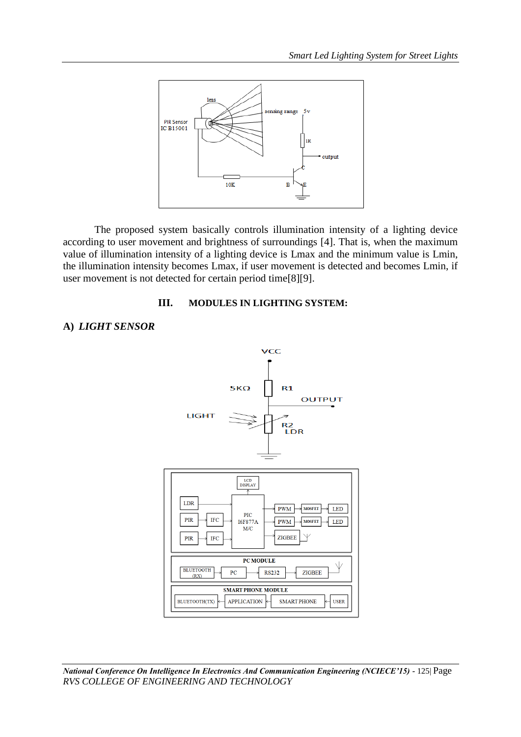The proposed system basically controls illumination intensity of a lighting device according to user movement and brightness of surroundings [4]. That is, when the maximum value of illumination intensity of a lighting device is Lmax and the minimum value is Lmin, the illumination intensity becomes Lmax, if user movement is detected and becomes Lmin, if user movement is not detected for certain period time[8][9].

## III. MODULES IN LIGHTING SYSTEM:

### A) *LIGHT SENSOR*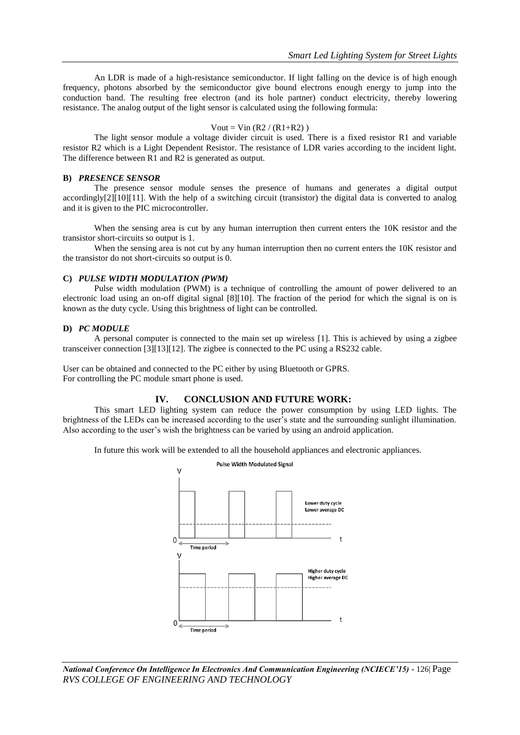An LDR is made of a high-resistance semiconductor. If light falling on the device is of high enough frequency, photons absorbed by the semiconductor give bound electrons enough energy to jump into the conduction band. The resulting free electron (and its hole partner) conduct electricity, thereby lowering resistance. The analog output of the light sensor is calculated using the following formula:

$$Vout = Vin \left( R2 / (R1+R2) \right)$$

The light sensor module a voltage divider circuit is used. There is a fixed resistor R1 and variable resistor R2 which is a Light Dependent Resistor. The resistance of LDR varies according to the incident light. The difference between R1 and R2 is generated as output.

### B) *PRESENCE SENSOR*

The presence sensor module senses the presence of humans and generates a digital output accordingly[2][10][11]. With the help of a switching circuit (transistor) the digital data is converted to analog and it is given to the PIC microcontroller.

When the sensing area is cut by any human interruption then current enters the 10K resistor and the transistor short-circuits so output is 1.

When the sensing area is not cut by any human interruption then no current enters the 10K resistor and the transistor do not short-circuits so output is 0.

### C) *PULSE WIDTH MODULATION (PWM)*

Pulse width modulation (PWM) is a technique of controlling the amount of power delivered to an electronic load using an on-off digital signal [8][10]. The fraction of the period for which the signal is on is known as the duty cycle. Using this brightness of light can be controlled.

### D) *PC MODULE*

A personal computer is connected to the main set up wireless [1]. This is achieved by using a zigbee transceiver connection [3][13][12]. The zigbee is connected to the PC using a RS232 cable.

User can be obtained and connected to the PC either by using Bluetooth or GPRS.
For controlling the PC module smart phone is used.

## IV. CONCLUSION AND FUTURE WORK:

This smart LED lighting system can reduce the power consumption by using LED lights. The brightness of the LEDs can be increased according to the user's state and the surrounding sunlight illumination. Also according to the user's wish the brightness can be varied by using an android application.

In future this work will be extended to all the household appliances and electronic appliances.

Pulse Width Modulated Signal

Lower duty cycle
Lower average DC

Higher duty cycle
Higher average DC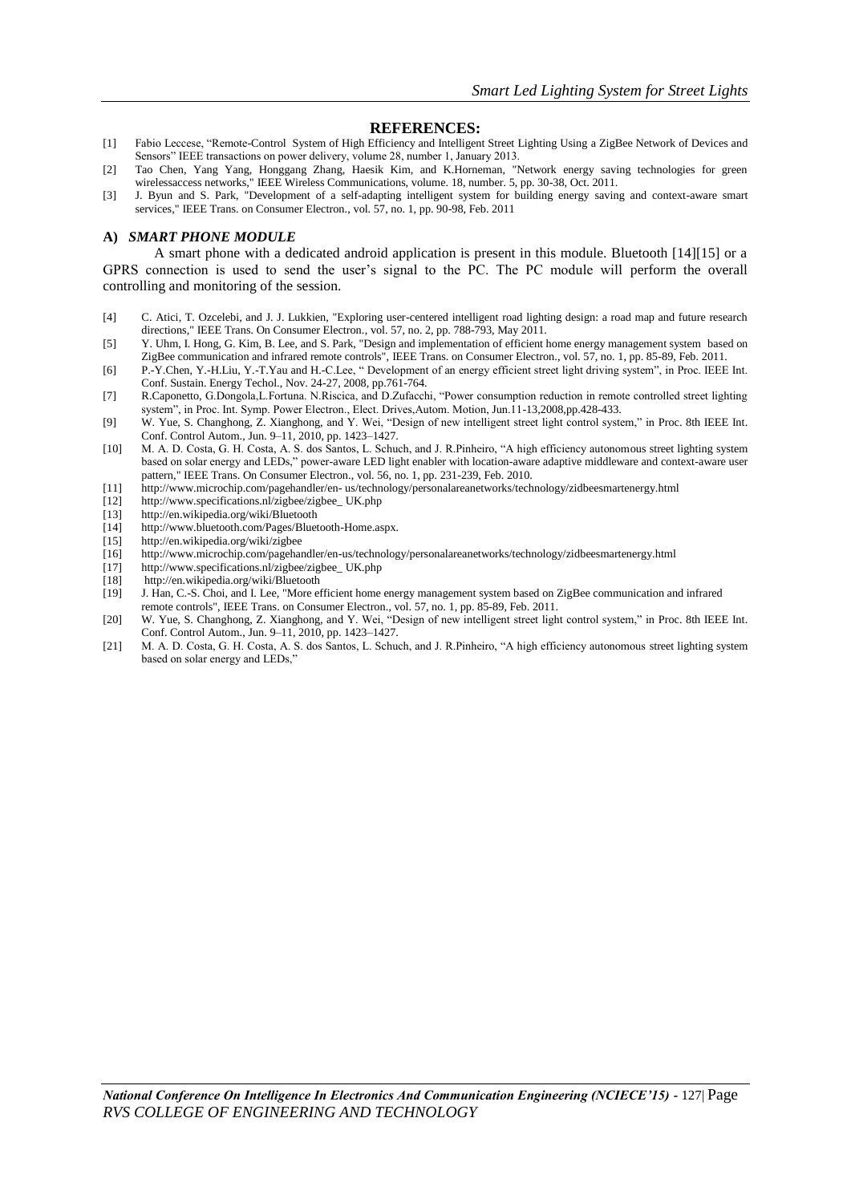## REFERENCES:

[1] Fabio Leccese, "Remote-Control System of High Efficiency and Intelligent Street Lighting Using a ZigBee Network of Devices and Sensors" IEEE transactions on power delivery, volume 28, number 1, January 2013.

[2] Tao Chen, Yang Yang, Honggang Zhang, Haesik Kim, and K.Horneman, "Network energy saving technologies for green wirelessaccess networks," IEEE Wireless Communications, volume. 18, number. 5, pp. 30-38, Oct. 2011.

[3] J. Byun and S. Park, "Development of a self-adapting intelligent system for building energy saving and context-aware smart services," IEEE Trans. on Consumer Electron., vol. 57, no. 1, pp. 90-98, Feb. 2011

### A) *SMART PHONE MODULE*

A smart phone with a dedicated android application is present in this module. Bluetooth [14][15] or a GPRS connection is used to send the user's signal to the PC. The PC module will perform the overall controlling and monitoring of the session.

[4] C. Atici, T. Ozcelebi, and J. J. Lukkien, "Exploring user-centered intelligent road lighting design: a road map and future research directions," IEEE Trans. On Consumer Electron., vol. 57, no. 2, pp. 788-793, May 2011.

[5] Y. Uhm, I. Hong, G. Kim, B. Lee, and S. Park, "Design and implementation of efficient home energy management system based on ZigBee communication and infrared remote controls", IEEE Trans. on Consumer Electron., vol. 57, no. 1, pp. 85-89, Feb. 2011.

[6] P.-Y.Chen, Y.-H.Liu, Y.-T.Yau and H.-C.Lee, " Development of an energy efficient street light driving system", in Proc. IEEE Int. Conf. Sustain. Energy Techol., Nov. 24-27, 2008, pp.761-764.

[7] R.Caponetto, G.Dongola,L.Fortuna. N.Riscica, and D.Zufacchi, "Power consumption reduction in remote controlled street lighting system", in Proc. Int. Symp. Power Electron., Elect. Drives,Autom. Motion, Jun.11-13,2008,pp.428-433.

[9] W. Yue, S. Changhong, Z. Xianghong, and Y. Wei, "Design of new intelligent street light control system," in Proc. 8th IEEE Int. Conf. Control Autom., Jun. 9–11, 2010, pp. 1423–1427.

[10] M. A. D. Costa, G. H. Costa, A. S. dos Santos, L. Schuch, and J. R.Pinheiro, "A high efficiency autonomous street lighting system based on solar energy and LEDs," power-aware LED light enabler with location-aware adaptive middleware and context-aware user pattern," IEEE Trans. On Consumer Electron., vol. 56, no. 1, pp. 231-239, Feb. 2010.

[11] http://www.microchip.com/pagehandler/en- us/technology/personalareanetworks/technology/zidbeesmartenergy.html

[12] http://www.specifications.nl/zigbee/zigbee_ UK.php

[13] http://en.wikipedia.org/wiki/Bluetooth

[14] http://www.bluetooth.com/Pages/Bluetooth-Home.aspx.

[15] http://en.wikipedia.org/wiki/zigbee

[16] http://www.microchip.com/pagehandler/en-us/technology/personalareanetworks/technology/zidbeesmartenergy.html

[17] http://www.specifications.nl/zigbee/zigbee_ UK.php

[18] http://en.wikipedia.org/wiki/Bluetooth

[19] J. Han, C.-S. Choi, and I. Lee, "More efficient home energy management system based on ZigBee communication and infrared remote controls", IEEE Trans. on Consumer Electron., vol. 57, no. 1, pp. 85-89, Feb. 2011.

[20] W. Yue, S. Changhong, Z. Xianghong, and Y. Wei, "Design of new intelligent street light control system," in Proc. 8th IEEE Int. Conf. Control Autom., Jun. 9–11, 2010, pp. 1423–1427.

[21] M. A. D. Costa, G. H. Costa, A. S. dos Santos, L. Schuch, and J. R.Pinheiro, "A high efficiency autonomous street lighting system based on solar energy and LEDs,"